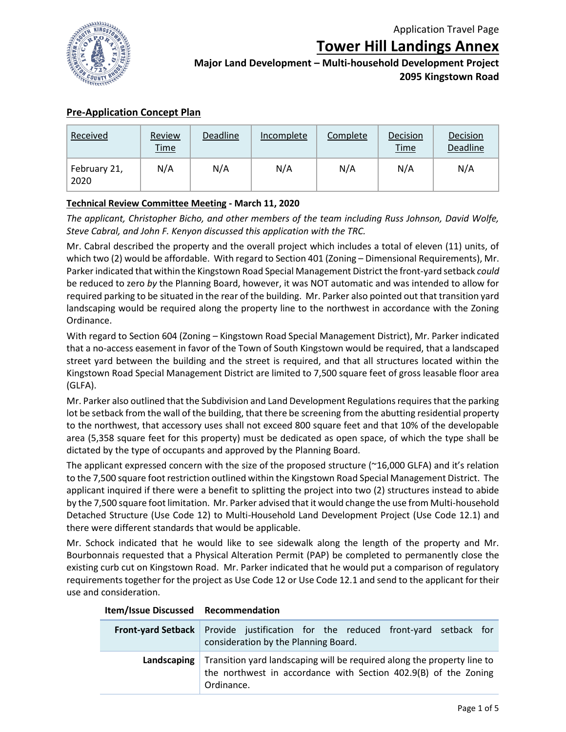Application Travel Page

# Tower Hill Landings Annex

**Major Land Development – Multi-household Development Project**
**2095 Kingstown Road**

## Pre-Application Concept Plan

| Received | Review Time | Deadline | Incomplete | Complete | Decision Time | Decision Deadline |
|---|---|---|---|---|---|---|
| February 21, 2020 | N/A | N/A | N/A | N/A | N/A | N/A |

**Technical Review Committee Meeting - March 11, 2020**

*The applicant, Christopher Bicho, and other members of the team including Russ Johnson, David Wolfe, Steve Cabral, and John F. Kenyon discussed this application with the TRC.*

Mr. Cabral described the property and the overall project which includes a total of eleven (11) units, of which two (2) would be affordable. With regard to Section 401 (Zoning – Dimensional Requirements), Mr. Parker indicated that within the Kingstown Road Special Management District the front-yard setback *could* be reduced to zero *by* the Planning Board, however, it was NOT automatic and was intended to allow for required parking to be situated in the rear of the building. Mr. Parker also pointed out that transition yard landscaping would be required along the property line to the northwest in accordance with the Zoning Ordinance.

With regard to Section 604 (Zoning – Kingstown Road Special Management District), Mr. Parker indicated that a no-access easement in favor of the Town of South Kingstown would be required, that a landscaped street yard between the building and the street is required, and that all structures located within the Kingstown Road Special Management District are limited to 7,500 square feet of gross leasable floor area (GLFA).

Mr. Parker also outlined that the Subdivision and Land Development Regulations requires that the parking lot be setback from the wall of the building, that there be screening from the abutting residential property to the northwest, that accessory uses shall not exceed 800 square feet and that 10% of the developable area (5,358 square feet for this property) must be dedicated as open space, of which the type shall be dictated by the type of occupants and approved by the Planning Board.

The applicant expressed concern with the size of the proposed structure (~16,000 GLFA) and it's relation to the 7,500 square foot restriction outlined within the Kingstown Road Special Management District. The applicant inquired if there were a benefit to splitting the project into two (2) structures instead to abide by the 7,500 square foot limitation. Mr. Parker advised that it would change the use from Multi-household Detached Structure (Use Code 12) to Multi-Household Land Development Project (Use Code 12.1) and there were different standards that would be applicable.

Mr. Schock indicated that he would like to see sidewalk along the length of the property and Mr. Bourbonnais requested that a Physical Alteration Permit (PAP) be completed to permanently close the existing curb cut on Kingstown Road. Mr. Parker indicated that he would put a comparison of regulatory requirements together for the project as Use Code 12 or Use Code 12.1 and send to the applicant for their use and consideration.

| Item/Issue Discussed | Recommendation |
|---|---|
| **Front-yard Setback** | Provide justification for the reduced front-yard setback for consideration by the Planning Board. |
| **Landscaping** | Transition yard landscaping will be required along the property line to the northwest in accordance with Section 402.9(B) of the Zoning Ordinance. |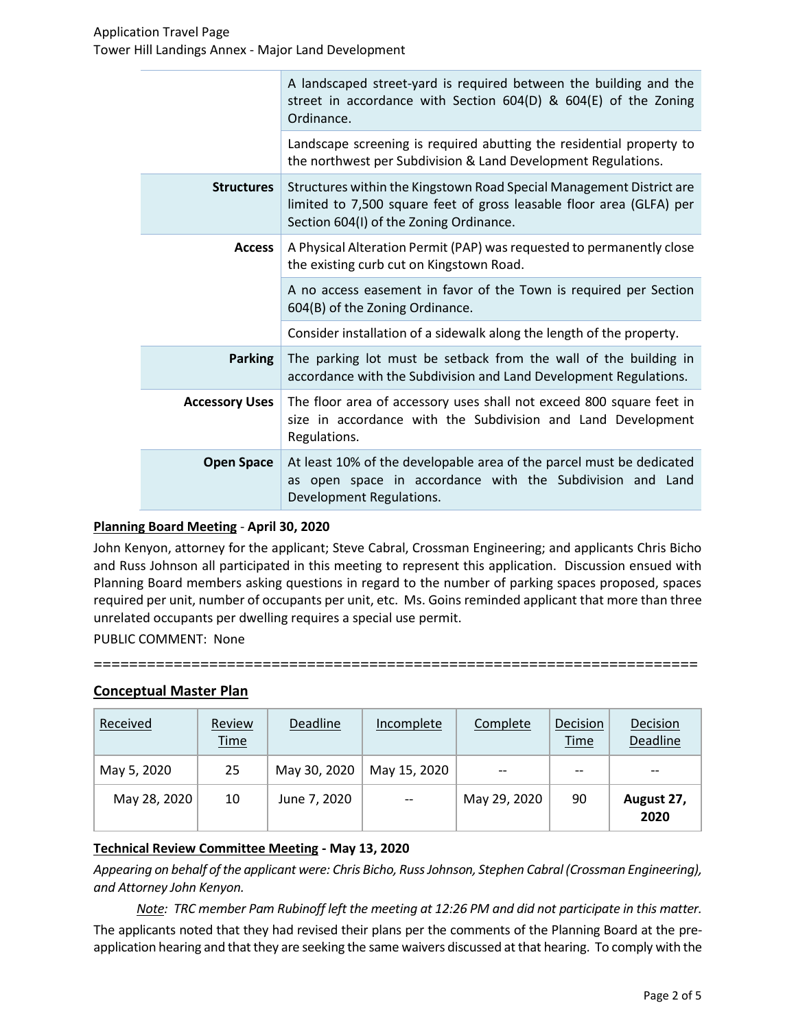| | |
|---|---|
| | A landscaped street-yard is required between the building and the street in accordance with Section 604(D) & 604(E) of the Zoning Ordinance. |
| | Landscape screening is required abutting the residential property to the northwest per Subdivision & Land Development Regulations. |
| **Structures** | Structures within the Kingstown Road Special Management District are limited to 7,500 square feet of gross leasable floor area (GLFA) per Section 604(I) of the Zoning Ordinance. |
| **Access** | A Physical Alteration Permit (PAP) was requested to permanently close the existing curb cut on Kingstown Road. |
| | A no access easement in favor of the Town is required per Section 604(B) of the Zoning Ordinance. |
| | Consider installation of a sidewalk along the length of the property. |
| **Parking** | The parking lot must be setback from the wall of the building in accordance with the Subdivision and Land Development Regulations. |
| **Accessory Uses** | The floor area of accessory uses shall not exceed 800 square feet in size in accordance with the Subdivision and Land Development Regulations. |
| **Open Space** | At least 10% of the developable area of the parcel must be dedicated as open space in accordance with the Subdivision and Land Development Regulations. |

**Planning Board Meeting** - **April 30, 2020**

John Kenyon, attorney for the applicant; Steve Cabral, Crossman Engineering; and applicants Chris Bicho and Russ Johnson all participated in this meeting to represent this application. Discussion ensued with Planning Board members asking questions in regard to the number of parking spaces proposed, spaces required per unit, number of occupants per unit, etc. Ms. Goins reminded applicant that more than three unrelated occupants per dwelling requires a special use permit.

PUBLIC COMMENT: None

==================================================================

## Conceptual Master Plan

| Received | Review Time | Deadline | Incomplete | Complete | Decision Time | Decision Deadline |
|---|---|---|---|---|---|---|
| May 5, 2020 | 25 | May 30, 2020 | May 15, 2020 | -- | -- | -- |
| May 28, 2020 | 10 | June 7, 2020 | -- | May 29, 2020 | 90 | **August 27, 2020** |

**Technical Review Committee Meeting - May 13, 2020**

*Appearing on behalf of the applicant were: Chris Bicho, Russ Johnson, Stephen Cabral (Crossman Engineering), and Attorney John Kenyon.*

*Note: TRC member Pam Rubinoff left the meeting at 12:26 PM and did not participate in this matter.*

The applicants noted that they had revised their plans per the comments of the Planning Board at the pre-application hearing and that they are seeking the same waivers discussed at that hearing. To comply with the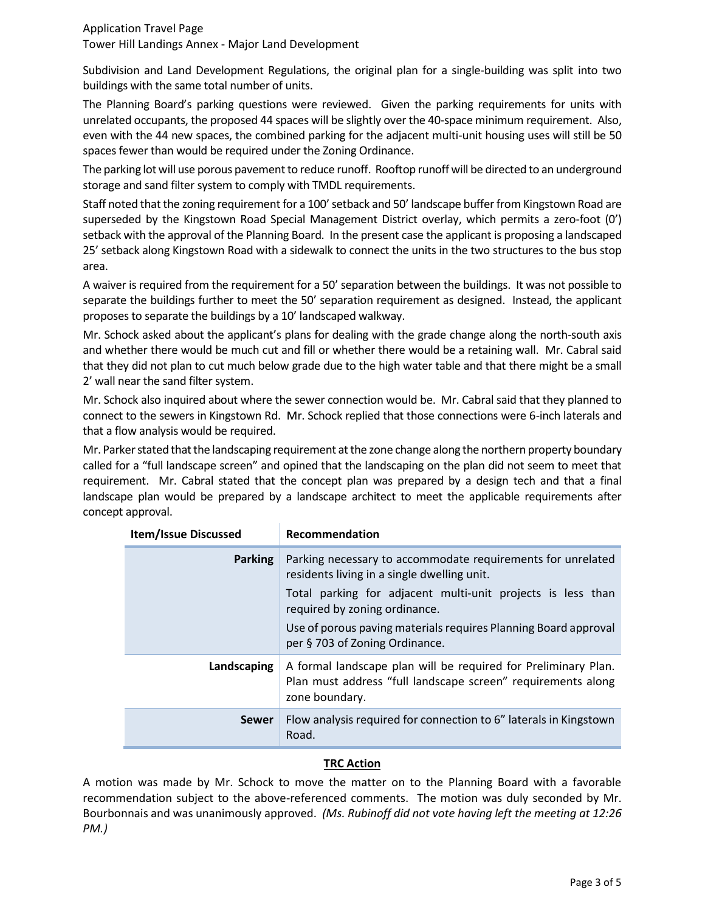Subdivision and Land Development Regulations, the original plan for a single-building was split into two buildings with the same total number of units.

The Planning Board's parking questions were reviewed. Given the parking requirements for units with unrelated occupants, the proposed 44 spaces will be slightly over the 40-space minimum requirement. Also, even with the 44 new spaces, the combined parking for the adjacent multi-unit housing uses will still be 50 spaces fewer than would be required under the Zoning Ordinance.

The parking lot will use porous pavement to reduce runoff. Rooftop runoff will be directed to an underground storage and sand filter system to comply with TMDL requirements.

Staff noted that the zoning requirement for a 100' setback and 50' landscape buffer from Kingstown Road are superseded by the Kingstown Road Special Management District overlay, which permits a zero-foot (0') setback with the approval of the Planning Board. In the present case the applicant is proposing a landscaped 25' setback along Kingstown Road with a sidewalk to connect the units in the two structures to the bus stop area.

A waiver is required from the requirement for a 50' separation between the buildings. It was not possible to separate the buildings further to meet the 50' separation requirement as designed. Instead, the applicant proposes to separate the buildings by a 10' landscaped walkway.

Mr. Schock asked about the applicant's plans for dealing with the grade change along the north-south axis and whether there would be much cut and fill or whether there would be a retaining wall. Mr. Cabral said that they did not plan to cut much below grade due to the high water table and that there might be a small 2' wall near the sand filter system.

Mr. Schock also inquired about where the sewer connection would be. Mr. Cabral said that they planned to connect to the sewers in Kingstown Rd. Mr. Schock replied that those connections were 6-inch laterals and that a flow analysis would be required.

Mr. Parker stated that the landscaping requirement at the zone change along the northern property boundary called for a "full landscape screen" and opined that the landscaping on the plan did not seem to meet that requirement. Mr. Cabral stated that the concept plan was prepared by a design tech and that a final landscape plan would be prepared by a landscape architect to meet the applicable requirements after concept approval.

| Item/Issue Discussed | Recommendation |
|---|---|
| **Parking** | Parking necessary to accommodate requirements for unrelated residents living in a single dwelling unit.<br>Total parking for adjacent multi-unit projects is less than required by zoning ordinance.<br>Use of porous paving materials requires Planning Board approval per § 703 of Zoning Ordinance. |
| **Landscaping** | A formal landscape plan will be required for Preliminary Plan. Plan must address "full landscape screen" requirements along zone boundary. |
| **Sewer** | Flow analysis required for connection to 6" laterals in Kingstown Road. |

**TRC Action**

A motion was made by Mr. Schock to move the matter on to the Planning Board with a favorable recommendation subject to the above-referenced comments. The motion was duly seconded by Mr. Bourbonnais and was unanimously approved. *(Ms. Rubinoff did not vote having left the meeting at 12:26 PM.)*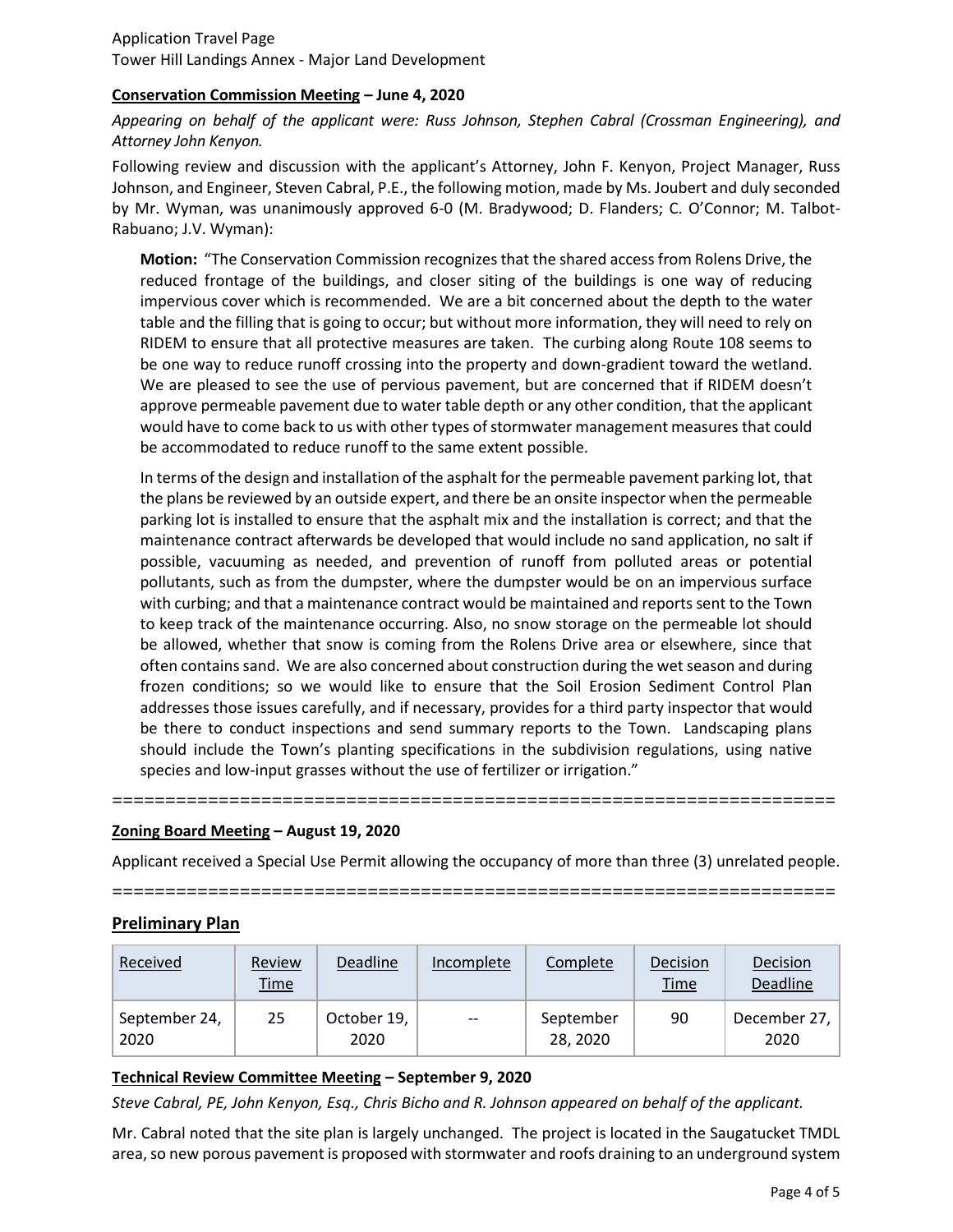**Conservation Commission Meeting – June 4, 2020**

*Appearing on behalf of the applicant were: Russ Johnson, Stephen Cabral (Crossman Engineering), and Attorney John Kenyon.*

Following review and discussion with the applicant's Attorney, John F. Kenyon, Project Manager, Russ Johnson, and Engineer, Steven Cabral, P.E., the following motion, made by Ms. Joubert and duly seconded by Mr. Wyman, was unanimously approved 6-0 (M. Bradywood; D. Flanders; C. O'Connor; M. Talbot-Rabuano; J.V. Wyman):

> **Motion:** "The Conservation Commission recognizes that the shared access from Rolens Drive, the reduced frontage of the buildings, and closer siting of the buildings is one way of reducing impervious cover which is recommended. We are a bit concerned about the depth to the water table and the filling that is going to occur; but without more information, they will need to rely on RIDEM to ensure that all protective measures are taken. The curbing along Route 108 seems to be one way to reduce runoff crossing into the property and down-gradient toward the wetland. We are pleased to see the use of pervious pavement, but are concerned that if RIDEM doesn't approve permeable pavement due to water table depth or any other condition, that the applicant would have to come back to us with other types of stormwater management measures that could be accommodated to reduce runoff to the same extent possible.
>
> In terms of the design and installation of the asphalt for the permeable pavement parking lot, that the plans be reviewed by an outside expert, and there be an onsite inspector when the permeable parking lot is installed to ensure that the asphalt mix and the installation is correct; and that the maintenance contract afterwards be developed that would include no sand application, no salt if possible, vacuuming as needed, and prevention of runoff from polluted areas or potential pollutants, such as from the dumpster, where the dumpster would be on an impervious surface with curbing; and that a maintenance contract would be maintained and reports sent to the Town to keep track of the maintenance occurring. Also, no snow storage on the permeable lot should be allowed, whether that snow is coming from the Rolens Drive area or elsewhere, since that often contains sand. We are also concerned about construction during the wet season and during frozen conditions; so we would like to ensure that the Soil Erosion Sediment Control Plan addresses those issues carefully, and if necessary, provides for a third party inspector that would be there to conduct inspections and send summary reports to the Town. Landscaping plans should include the Town's planting specifications in the subdivision regulations, using native species and low-input grasses without the use of fertilizer or irrigation."

====================================================================

**Zoning Board Meeting – August 19, 2020**

Applicant received a Special Use Permit allowing the occupancy of more than three (3) unrelated people.

====================================================================

## Preliminary Plan

| Received | Review Time | Deadline | Incomplete | Complete | Decision Time | Decision Deadline |
|---|---|---|---|---|---|---|
| September 24, 2020 | 25 | October 19, 2020 | -- | September 28, 2020 | 90 | December 27, 2020 |

**Technical Review Committee Meeting – September 9, 2020**

*Steve Cabral, PE, John Kenyon, Esq., Chris Bicho and R. Johnson appeared on behalf of the applicant.*

Mr. Cabral noted that the site plan is largely unchanged. The project is located in the Saugatucket TMDL area, so new porous pavement is proposed with stormwater and roofs draining to an underground system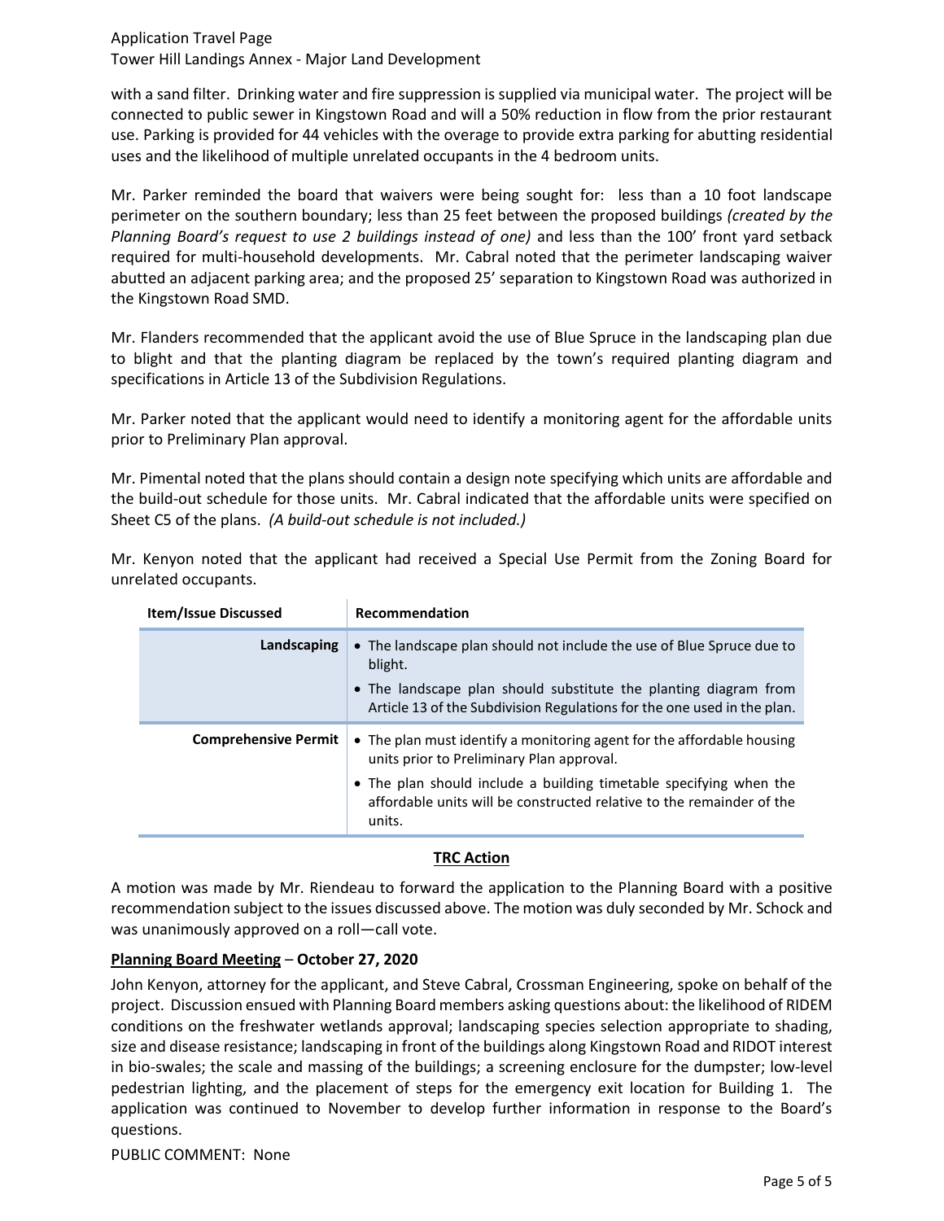with a sand filter. Drinking water and fire suppression is supplied via municipal water. The project will be connected to public sewer in Kingstown Road and will a 50% reduction in flow from the prior restaurant use. Parking is provided for 44 vehicles with the overage to provide extra parking for abutting residential uses and the likelihood of multiple unrelated occupants in the 4 bedroom units.

Mr. Parker reminded the board that waivers were being sought for: less than a 10 foot landscape perimeter on the southern boundary; less than 25 feet between the proposed buildings *(created by the Planning Board's request to use 2 buildings instead of one)* and less than the 100' front yard setback required for multi-household developments. Mr. Cabral noted that the perimeter landscaping waiver abutted an adjacent parking area; and the proposed 25' separation to Kingstown Road was authorized in the Kingstown Road SMD.

Mr. Flanders recommended that the applicant avoid the use of Blue Spruce in the landscaping plan due to blight and that the planting diagram be replaced by the town's required planting diagram and specifications in Article 13 of the Subdivision Regulations.

Mr. Parker noted that the applicant would need to identify a monitoring agent for the affordable units prior to Preliminary Plan approval.

Mr. Pimental noted that the plans should contain a design note specifying which units are affordable and the build-out schedule for those units. Mr. Cabral indicated that the affordable units were specified on Sheet C5 of the plans. *(A build-out schedule is not included.)*

Mr. Kenyon noted that the applicant had received a Special Use Permit from the Zoning Board for unrelated occupants.

| Item/Issue Discussed | Recommendation |
|---|---|
| **Landscaping** | • The landscape plan should not include the use of Blue Spruce due to blight.<br>• The landscape plan should substitute the planting diagram from Article 13 of the Subdivision Regulations for the one used in the plan. |
| **Comprehensive Permit** | • The plan must identify a monitoring agent for the affordable housing units prior to Preliminary Plan approval.<br>• The plan should include a building timetable specifying when the affordable units will be constructed relative to the remainder of the units. |

**TRC Action**

A motion was made by Mr. Riendeau to forward the application to the Planning Board with a positive recommendation subject to the issues discussed above. The motion was duly seconded by Mr. Schock and was unanimously approved on a roll—call vote.

**Planning Board Meeting – October 27, 2020**

John Kenyon, attorney for the applicant, and Steve Cabral, Crossman Engineering, spoke on behalf of the project. Discussion ensued with Planning Board members asking questions about: the likelihood of RIDEM conditions on the freshwater wetlands approval; landscaping species selection appropriate to shading, size and disease resistance; landscaping in front of the buildings along Kingstown Road and RIDOT interest in bio-swales; the scale and massing of the buildings; a screening enclosure for the dumpster; low-level pedestrian lighting, and the placement of steps for the emergency exit location for Building 1. The application was continued to November to develop further information in response to the Board's questions.

PUBLIC COMMENT: None